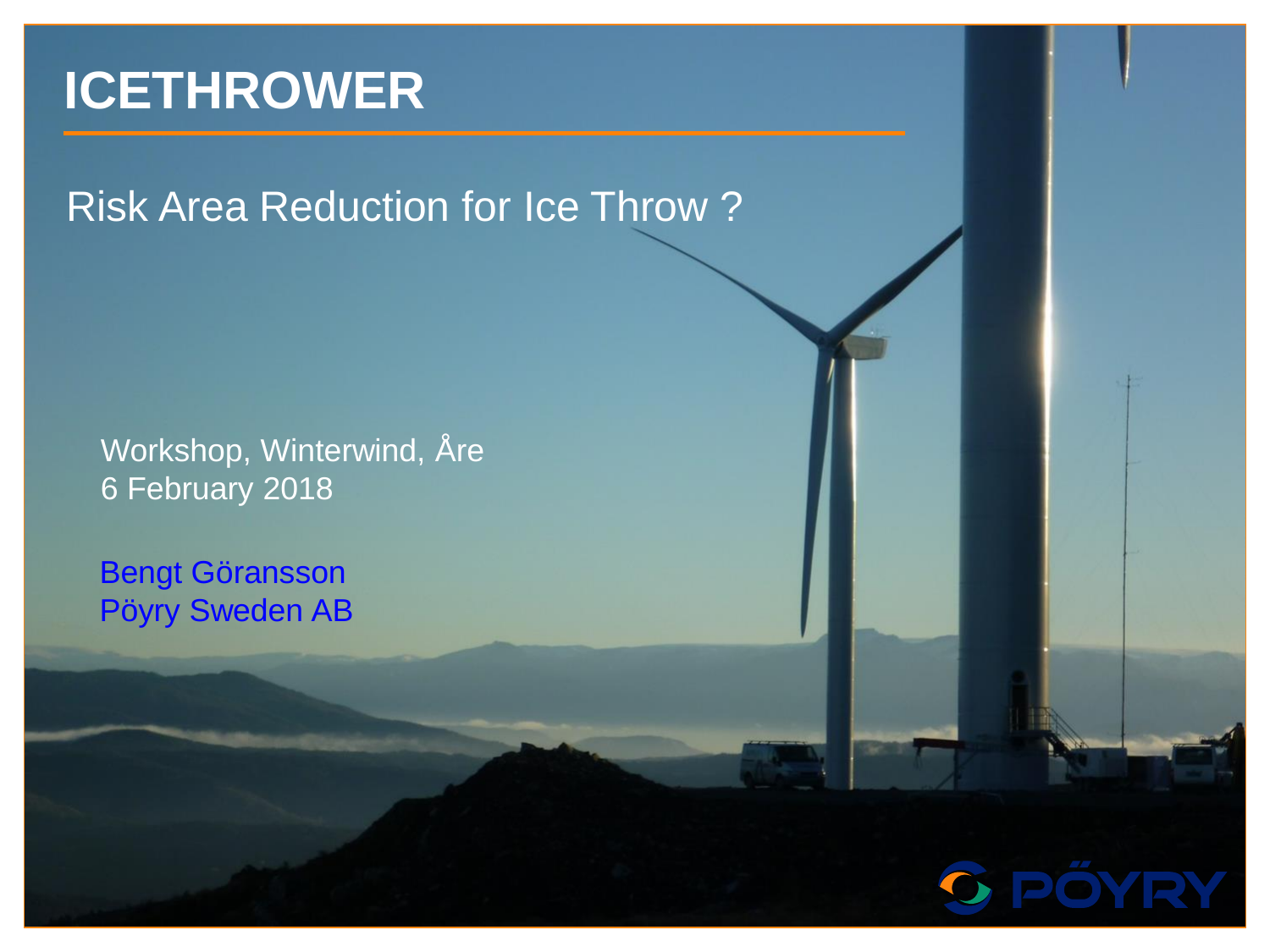# ICETHROWER

## Risk Area Reduction for Ice Throw ?

Workshop, Winterwind, Åre
6 February 2018

Bengt Göransson
Pöyry Sweden AB

PÖYRY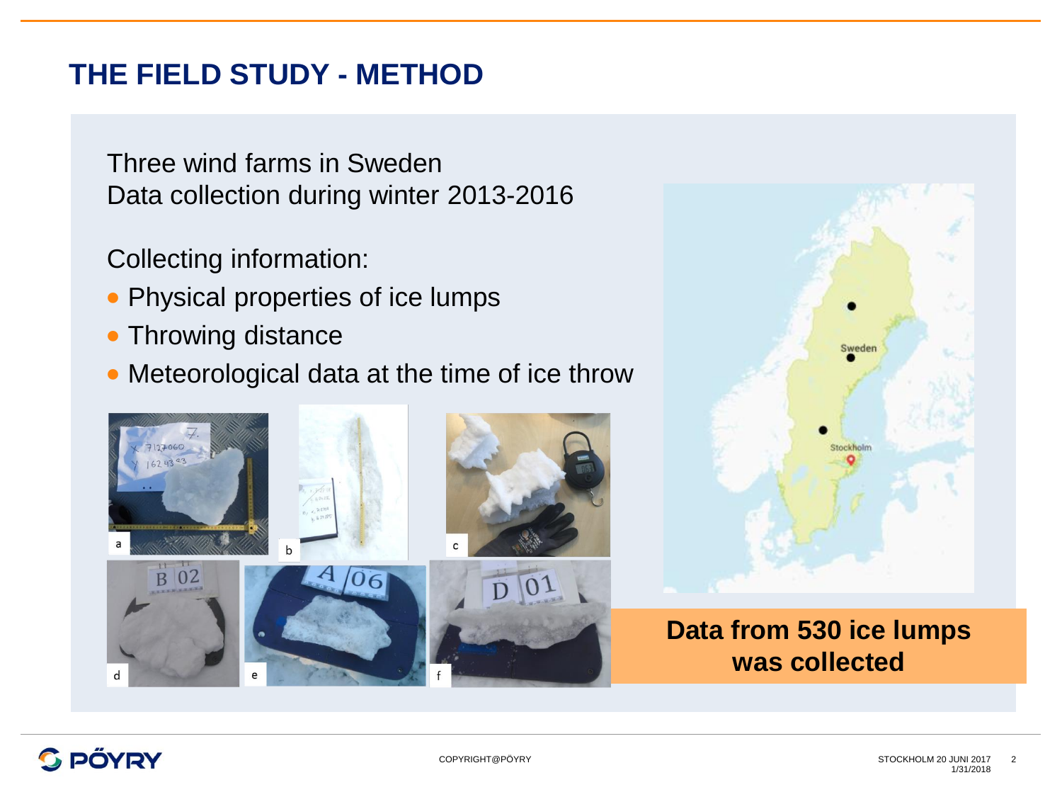# THE FIELD STUDY - METHOD

Three wind farms in Sweden
Data collection during winter 2013-2016

Collecting information:

- Physical properties of ice lumps
- Throwing distance
- Meteorological data at the time of ice throw

**Data from 530 ice lumps was collected**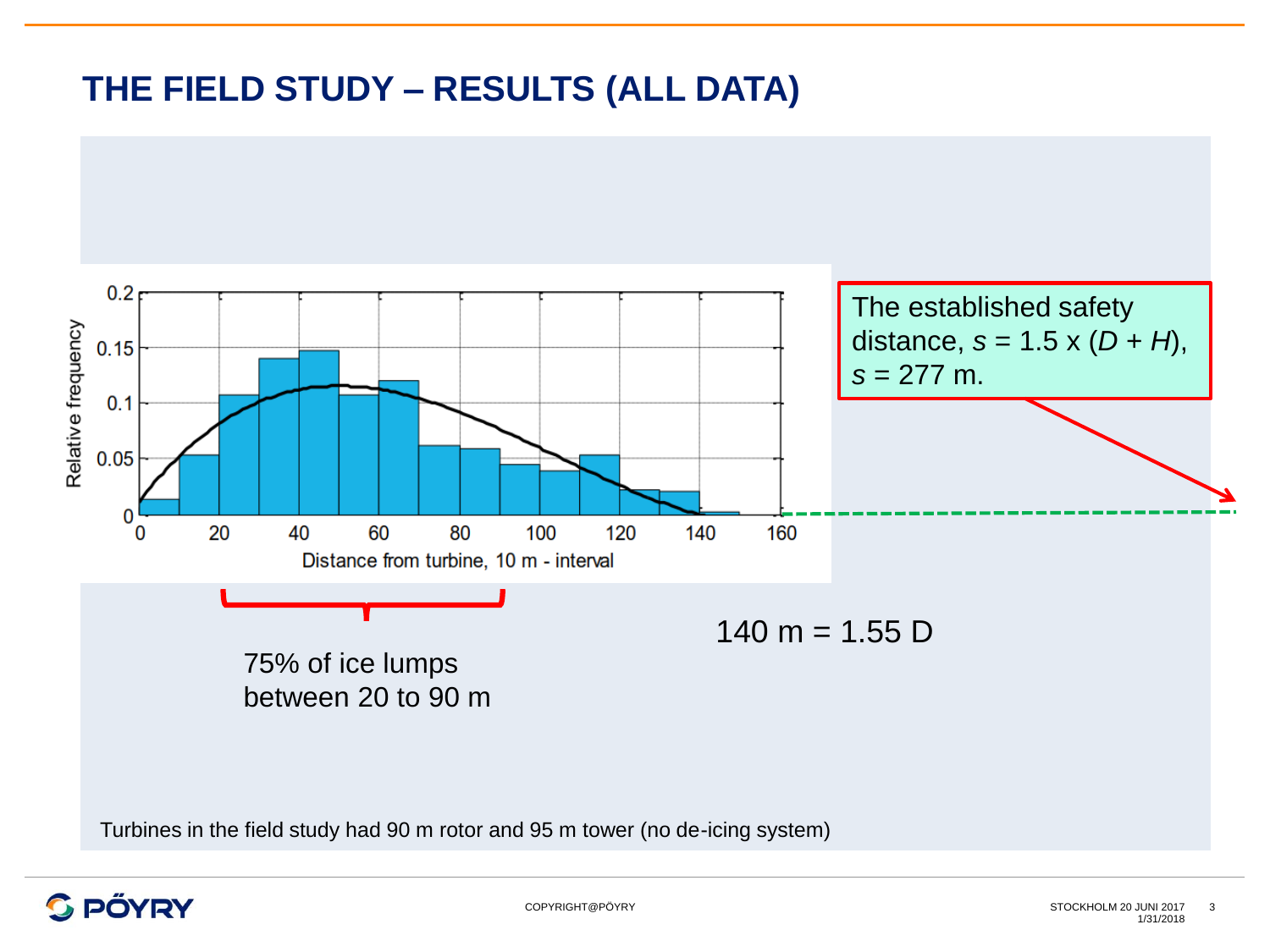# THE FIELD STUDY – RESULTS (ALL DATA)

The established safety distance, $s = 1.5 \times (D + H)$, $s = 277$ m.

75% of ice lumps between 20 to 90 m

140 m = 1.55 D

Turbines in the field study had 90 m rotor and 95 m tower (no de-icing system)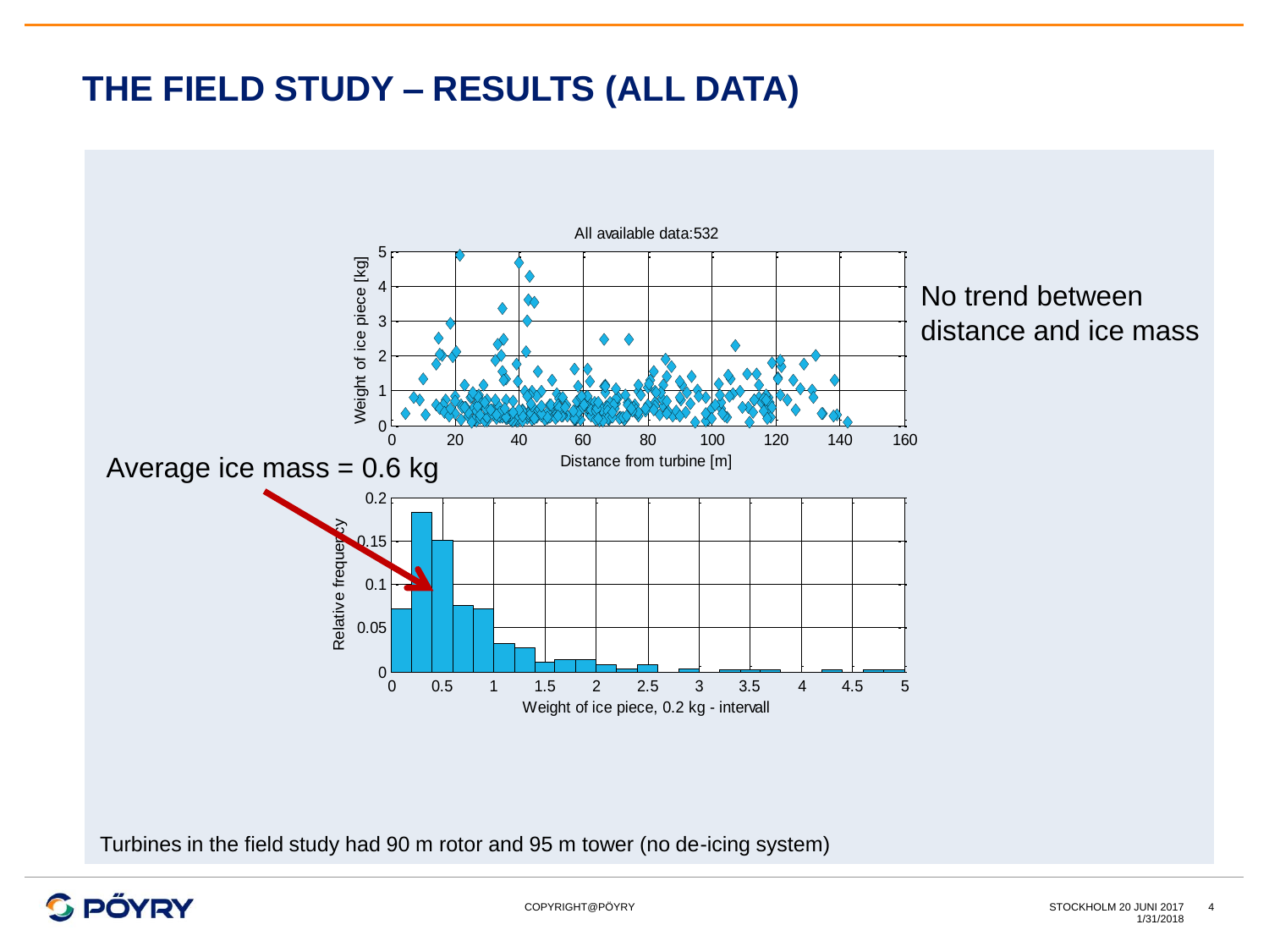# THE FIELD STUDY – RESULTS (ALL DATA)

All available data:532

No trend between distance and ice mass

Average ice mass = 0.6 kg

Turbines in the field study had 90 m rotor and 95 m tower (no de-icing system)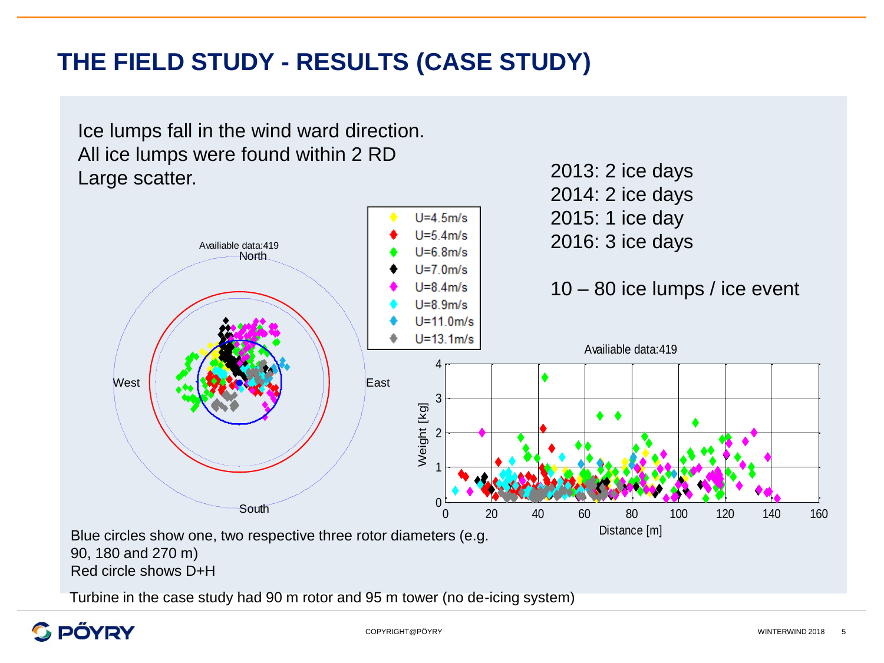# THE FIELD STUDY - RESULTS (CASE STUDY)

Ice lumps fall in the wind ward direction.
All ice lumps were found within 2 RD
Large scatter.

2013: 2 ice days
2014: 2 ice days
2015: 1 ice day
2016: 3 ice days

10 – 80 ice lumps / ice event

Blue circles show one, two respective three rotor diameters (e.g. 90, 180 and 270 m)
Red circle shows D+H

Turbine in the case study had 90 m rotor and 95 m tower (no de-icing system)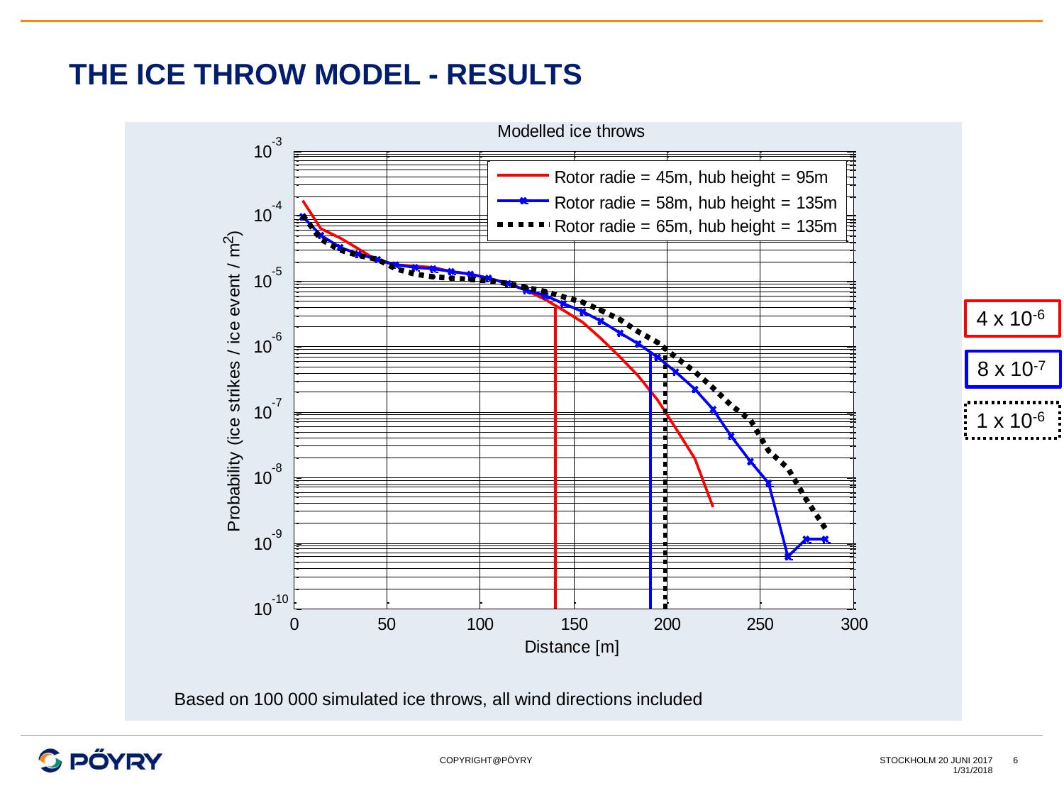# THE ICE THROW MODEL - RESULTS

Modelled ice throws

Probability (ice strikes / ice event / $m^2$)

Distance [m]

- Rotor radie = 45m, hub height = 95m
- Rotor radie = 58m, hub height = 135m
- Rotor radie = 65m, hub height = 135m

$4 \times 10^{-6}$

$8 \times 10^{-7}$

$1 \times 10^{-6}$

Based on 100 000 simulated ice throws, all wind directions included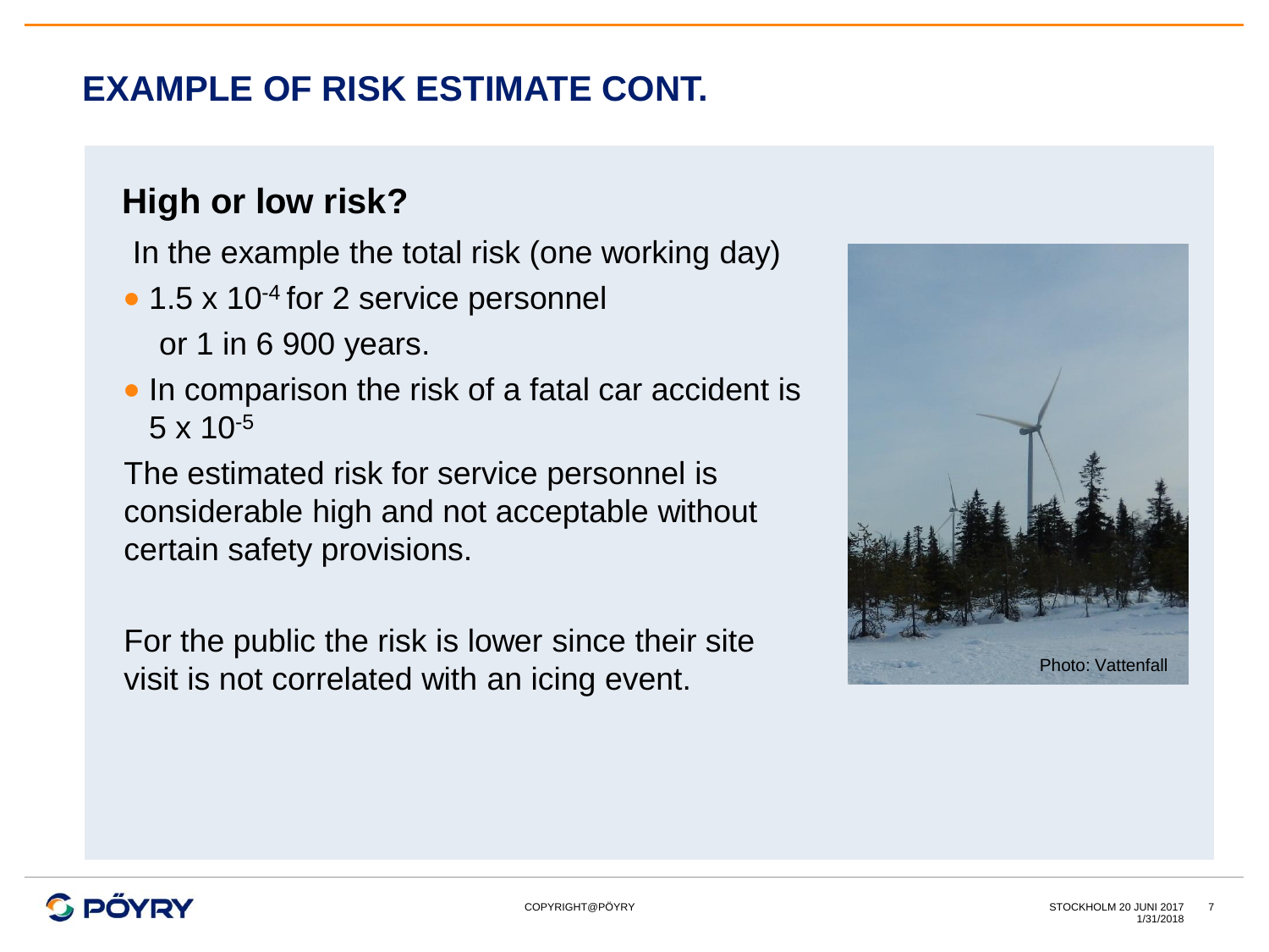# EXAMPLE OF RISK ESTIMATE CONT.

## High or low risk?

In the example the total risk (one working day)

- $1.5 \times 10^{-4}$ for 2 service personnel or 1 in 6 900 years.
- In comparison the risk of a fatal car accident is $5 \times 10^{-5}$

The estimated risk for service personnel is considerable high and not acceptable without certain safety provisions.

For the public the risk is lower since their site visit is not correlated with an icing event.

Photo: Vattenfall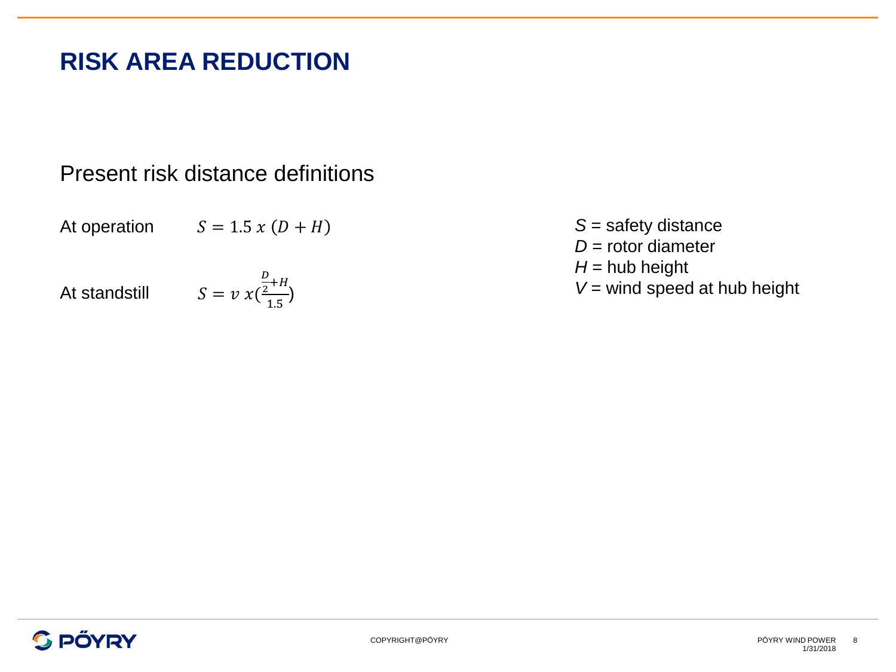# RISK AREA REDUCTION

## Present risk distance definitions

At operation $S = 1.5\ x\ (D + H)$

At standstill $S = v\ x(\frac{\frac{D}{2}+H}{1.5})$

*S* = safety distance
*D* = rotor diameter
*H* = hub height
*V* = wind speed at hub height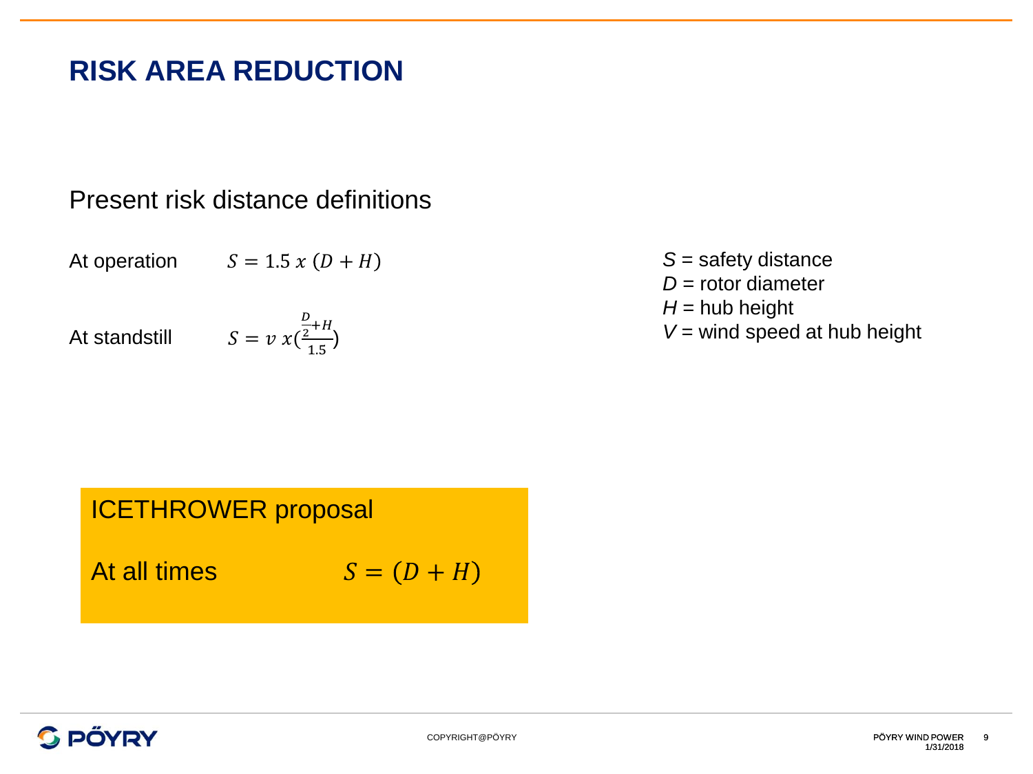# RISK AREA REDUCTION

Present risk distance definitions

At operation $S = 1.5\ x\ (D + H)$

At standstill $S = v\ x(\frac{\frac{D}{2}+H}{1.5})$

*S* = safety distance
*D* = rotor diameter
*H* = hub height
*V* = wind speed at hub height

**ICETHROWER proposal**

At all times $S = (D + H)$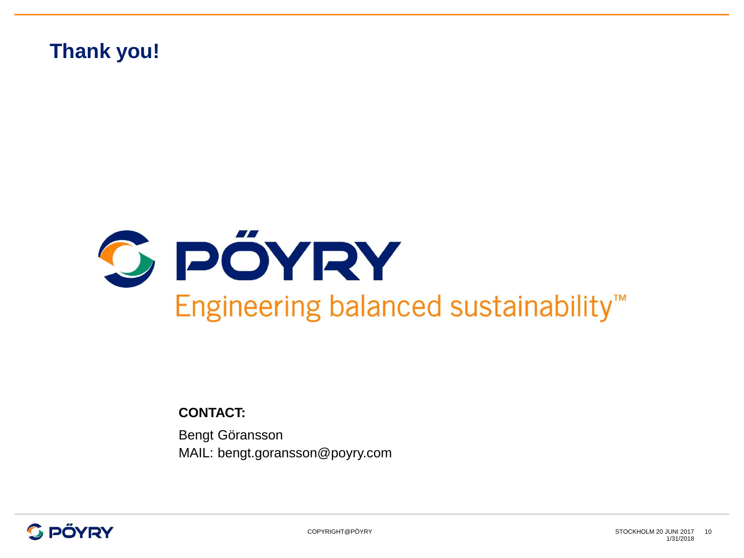# Thank you!

PŐYRY

Engineering balanced sustainability™

**CONTACT:**

Bengt Göransson
MAIL: bengt.goransson@poyry.com